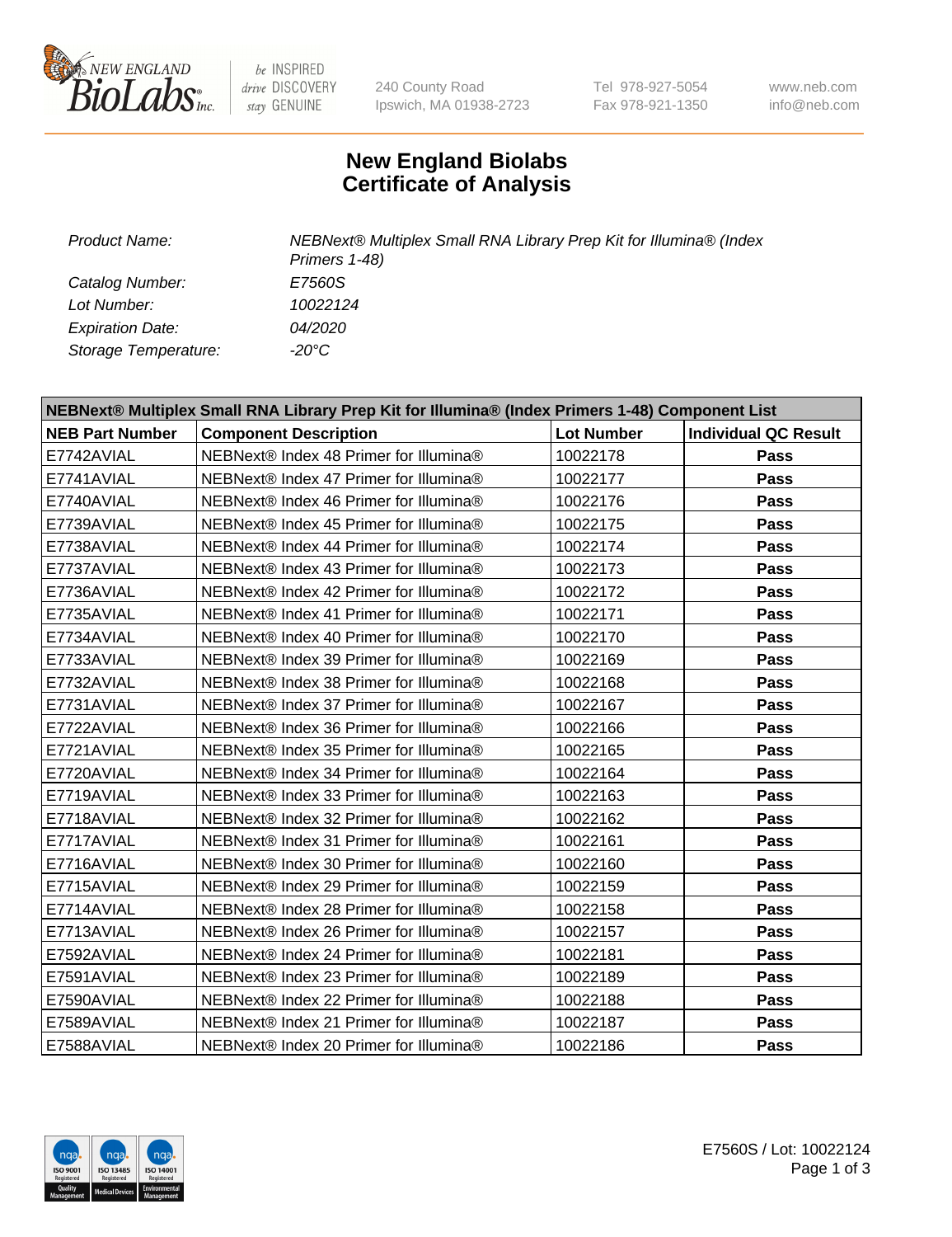# New England Biolabs
# Certificate of Analysis

| | |
|---|---|
| *Product Name:* | *NEBNext® Multiplex Small RNA Library Prep Kit for Illumina® (Index Primers 1-48)* |
| *Catalog Number:* | *E7560S* |
| *Lot Number:* | *10022124* |
| *Expiration Date:* | *04/2020* |
| *Storage Temperature:* | *-20°C* |

**NEBNext® Multiplex Small RNA Library Prep Kit for Illumina® (Index Primers 1-48) Component List**

| NEB Part Number | Component Description | Lot Number | Individual QC Result |
|---|---|---|---|
| E7742AVIAL | NEBNext® Index 48 Primer for Illumina® | 10022178 | **Pass** |
| E7741AVIAL | NEBNext® Index 47 Primer for Illumina® | 10022177 | **Pass** |
| E7740AVIAL | NEBNext® Index 46 Primer for Illumina® | 10022176 | **Pass** |
| E7739AVIAL | NEBNext® Index 45 Primer for Illumina® | 10022175 | **Pass** |
| E7738AVIAL | NEBNext® Index 44 Primer for Illumina® | 10022174 | **Pass** |
| E7737AVIAL | NEBNext® Index 43 Primer for Illumina® | 10022173 | **Pass** |
| E7736AVIAL | NEBNext® Index 42 Primer for Illumina® | 10022172 | **Pass** |
| E7735AVIAL | NEBNext® Index 41 Primer for Illumina® | 10022171 | **Pass** |
| E7734AVIAL | NEBNext® Index 40 Primer for Illumina® | 10022170 | **Pass** |
| E7733AVIAL | NEBNext® Index 39 Primer for Illumina® | 10022169 | **Pass** |
| E7732AVIAL | NEBNext® Index 38 Primer for Illumina® | 10022168 | **Pass** |
| E7731AVIAL | NEBNext® Index 37 Primer for Illumina® | 10022167 | **Pass** |
| E7722AVIAL | NEBNext® Index 36 Primer for Illumina® | 10022166 | **Pass** |
| E7721AVIAL | NEBNext® Index 35 Primer for Illumina® | 10022165 | **Pass** |
| E7720AVIAL | NEBNext® Index 34 Primer for Illumina® | 10022164 | **Pass** |
| E7719AVIAL | NEBNext® Index 33 Primer for Illumina® | 10022163 | **Pass** |
| E7718AVIAL | NEBNext® Index 32 Primer for Illumina® | 10022162 | **Pass** |
| E7717AVIAL | NEBNext® Index 31 Primer for Illumina® | 10022161 | **Pass** |
| E7716AVIAL | NEBNext® Index 30 Primer for Illumina® | 10022160 | **Pass** |
| E7715AVIAL | NEBNext® Index 29 Primer for Illumina® | 10022159 | **Pass** |
| E7714AVIAL | NEBNext® Index 28 Primer for Illumina® | 10022158 | **Pass** |
| E7713AVIAL | NEBNext® Index 26 Primer for Illumina® | 10022157 | **Pass** |
| E7592AVIAL | NEBNext® Index 24 Primer for Illumina® | 10022181 | **Pass** |
| E7591AVIAL | NEBNext® Index 23 Primer for Illumina® | 10022189 | **Pass** |
| E7590AVIAL | NEBNext® Index 22 Primer for Illumina® | 10022188 | **Pass** |
| E7589AVIAL | NEBNext® Index 21 Primer for Illumina® | 10022187 | **Pass** |
| E7588AVIAL | NEBNext® Index 20 Primer for Illumina® | 10022186 | **Pass** |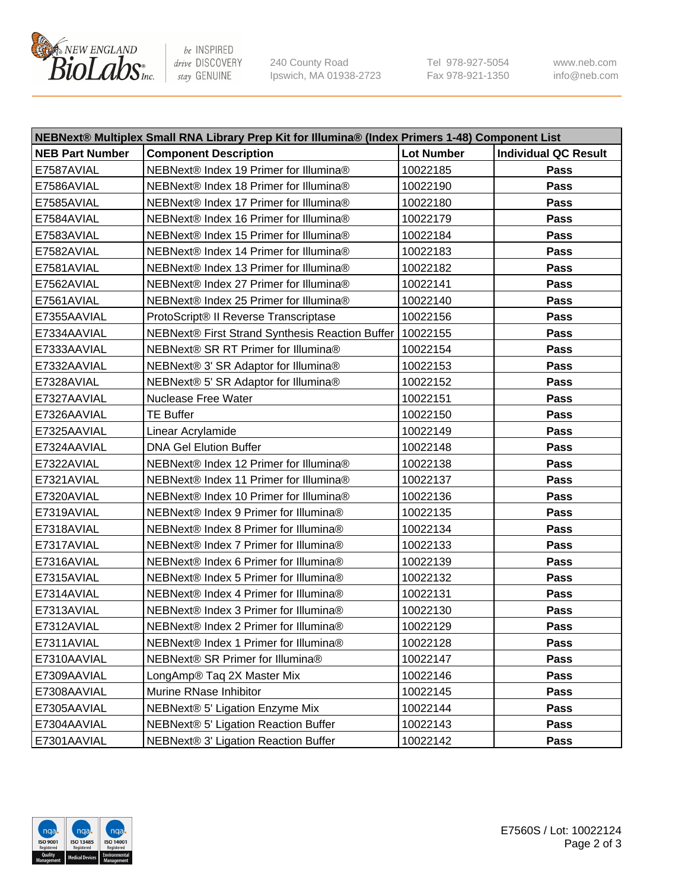| NEBNext® Multiplex Small RNA Library Prep Kit for Illumina® (Index Primers 1-48) Component List | | | |
|---|---|---|---|
| **NEB Part Number** | **Component Description** | **Lot Number** | **Individual QC Result** |
| E7587AVIAL | NEBNext® Index 19 Primer for Illumina® | 10022185 | **Pass** |
| E7586AVIAL | NEBNext® Index 18 Primer for Illumina® | 10022190 | **Pass** |
| E7585AVIAL | NEBNext® Index 17 Primer for Illumina® | 10022180 | **Pass** |
| E7584AVIAL | NEBNext® Index 16 Primer for Illumina® | 10022179 | **Pass** |
| E7583AVIAL | NEBNext® Index 15 Primer for Illumina® | 10022184 | **Pass** |
| E7582AVIAL | NEBNext® Index 14 Primer for Illumina® | 10022183 | **Pass** |
| E7581AVIAL | NEBNext® Index 13 Primer for Illumina® | 10022182 | **Pass** |
| E7562AVIAL | NEBNext® Index 27 Primer for Illumina® | 10022141 | **Pass** |
| E7561AVIAL | NEBNext® Index 25 Primer for Illumina® | 10022140 | **Pass** |
| E7355AAVIAL | ProtoScript® II Reverse Transcriptase | 10022156 | **Pass** |
| E7334AAVIAL | NEBNext® First Strand Synthesis Reaction Buffer | 10022155 | **Pass** |
| E7333AAVIAL | NEBNext® SR RT Primer for Illumina® | 10022154 | **Pass** |
| E7332AAVIAL | NEBNext® 3' SR Adaptor for Illumina® | 10022153 | **Pass** |
| E7328AVIAL | NEBNext® 5' SR Adaptor for Illumina® | 10022152 | **Pass** |
| E7327AAVIAL | Nuclease Free Water | 10022151 | **Pass** |
| E7326AAVIAL | TE Buffer | 10022150 | **Pass** |
| E7325AAVIAL | Linear Acrylamide | 10022149 | **Pass** |
| E7324AAVIAL | DNA Gel Elution Buffer | 10022148 | **Pass** |
| E7322AVIAL | NEBNext® Index 12 Primer for Illumina® | 10022138 | **Pass** |
| E7321AVIAL | NEBNext® Index 11 Primer for Illumina® | 10022137 | **Pass** |
| E7320AVIAL | NEBNext® Index 10 Primer for Illumina® | 10022136 | **Pass** |
| E7319AVIAL | NEBNext® Index 9 Primer for Illumina® | 10022135 | **Pass** |
| E7318AVIAL | NEBNext® Index 8 Primer for Illumina® | 10022134 | **Pass** |
| E7317AVIAL | NEBNext® Index 7 Primer for Illumina® | 10022133 | **Pass** |
| E7316AVIAL | NEBNext® Index 6 Primer for Illumina® | 10022139 | **Pass** |
| E7315AVIAL | NEBNext® Index 5 Primer for Illumina® | 10022132 | **Pass** |
| E7314AVIAL | NEBNext® Index 4 Primer for Illumina® | 10022131 | **Pass** |
| E7313AVIAL | NEBNext® Index 3 Primer for Illumina® | 10022130 | **Pass** |
| E7312AVIAL | NEBNext® Index 2 Primer for Illumina® | 10022129 | **Pass** |
| E7311AVIAL | NEBNext® Index 1 Primer for Illumina® | 10022128 | **Pass** |
| E7310AAVIAL | NEBNext® SR Primer for Illumina® | 10022147 | **Pass** |
| E7309AAVIAL | LongAmp® Taq 2X Master Mix | 10022146 | **Pass** |
| E7308AAVIAL | Murine RNase Inhibitor | 10022145 | **Pass** |
| E7305AAVIAL | NEBNext® 5' Ligation Enzyme Mix | 10022144 | **Pass** |
| E7304AAVIAL | NEBNext® 5' Ligation Reaction Buffer | 10022143 | **Pass** |
| E7301AAVIAL | NEBNext® 3' Ligation Reaction Buffer | 10022142 | **Pass** |

E7560S / Lot: 10022124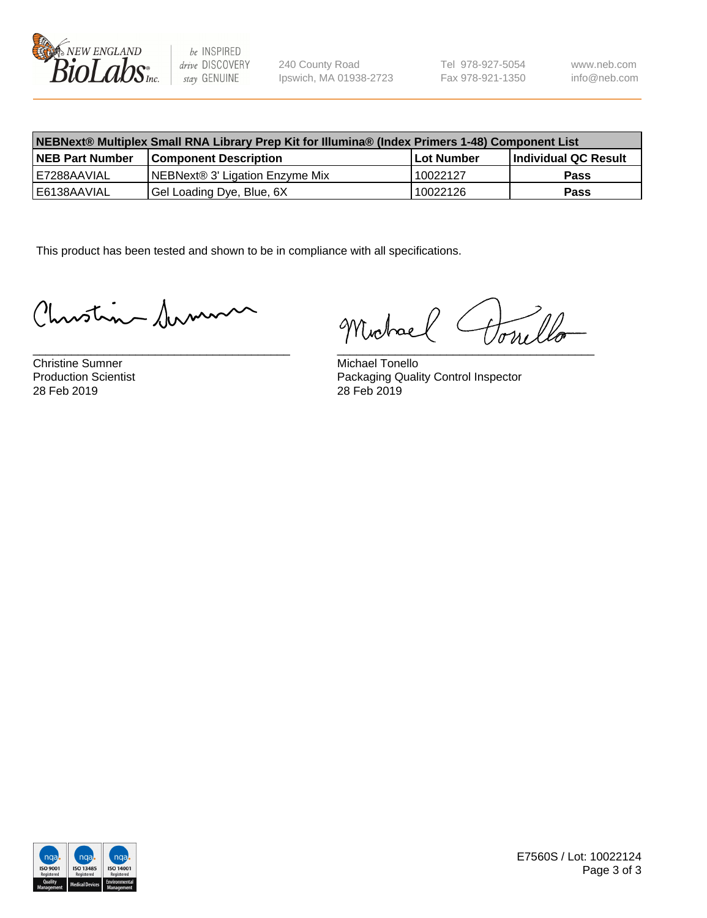240 County Road
Ipswich, MA 01938-2723

Tel 978-927-5054
Fax 978-921-1350

www.neb.com
info@neb.com

| NEBNext® Multiplex Small RNA Library Prep Kit for Illumina® (Index Primers 1-48) Component List | | | |
|---|---|---|---|
| **NEB Part Number** | **Component Description** | **Lot Number** | **Individual QC Result** |
| E7288AAVIAL | NEBNext® 3' Ligation Enzyme Mix | 10022127 | **Pass** |
| E6138AAVIAL | Gel Loading Dye, Blue, 6X | 10022126 | **Pass** |

This product has been tested and shown to be in compliance with all specifications.

Christine Sumner
Production Scientist
28 Feb 2019

Michael Tonello
Packaging Quality Control Inspector
28 Feb 2019

E7560S / Lot: 10022124